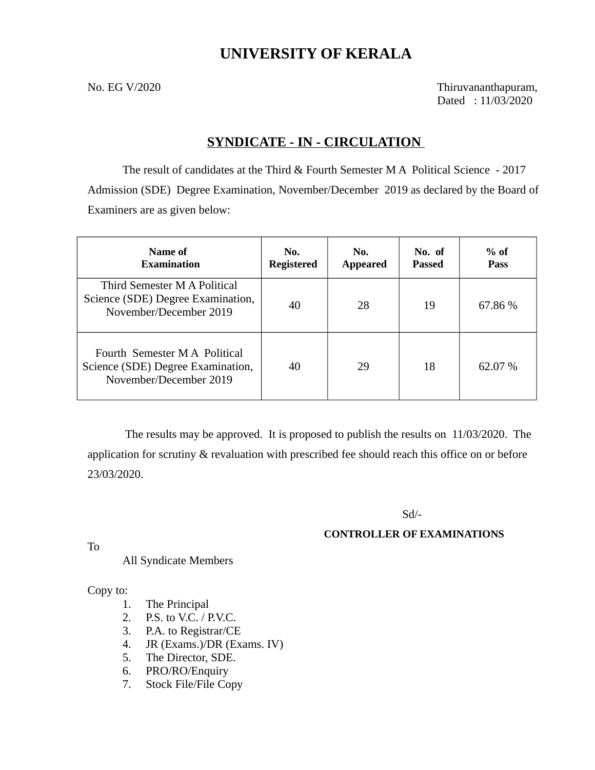# UNIVERSITY OF KERALA

No. EG V/2020

Thiruvananthapuram,
Dated : 11/03/2020

## SYNDICATE - IN - CIRCULATION

The result of candidates at the Third & Fourth Semester M A Political Science - 2017 Admission (SDE) Degree Examination, November/December 2019 as declared by the Board of Examiners are as given below:

| Name of Examination | No. Registered | No. Appeared | No. of Passed | % of Pass |
|---|---|---|---|---|
| Third Semester M A Political Science (SDE) Degree Examination, November/December 2019 | 40 | 28 | 19 | 67.86 % |
| Fourth Semester M A Political Science (SDE) Degree Examination, November/December 2019 | 40 | 29 | 18 | 62.07 % |

The results may be approved. It is proposed to publish the results on 11/03/2020. The application for scrutiny & revaluation with prescribed fee should reach this office on or before 23/03/2020.

Sd/-

**CONTROLLER OF EXAMINATIONS**

To

All Syndicate Members

Copy to:

1. The Principal
2. P.S. to V.C. / P.V.C.
3. P.A. to Registrar/CE
4. JR (Exams.)/DR (Exams. IV)
5. The Director, SDE.
6. PRO/RO/Enquiry
7. Stock File/File Copy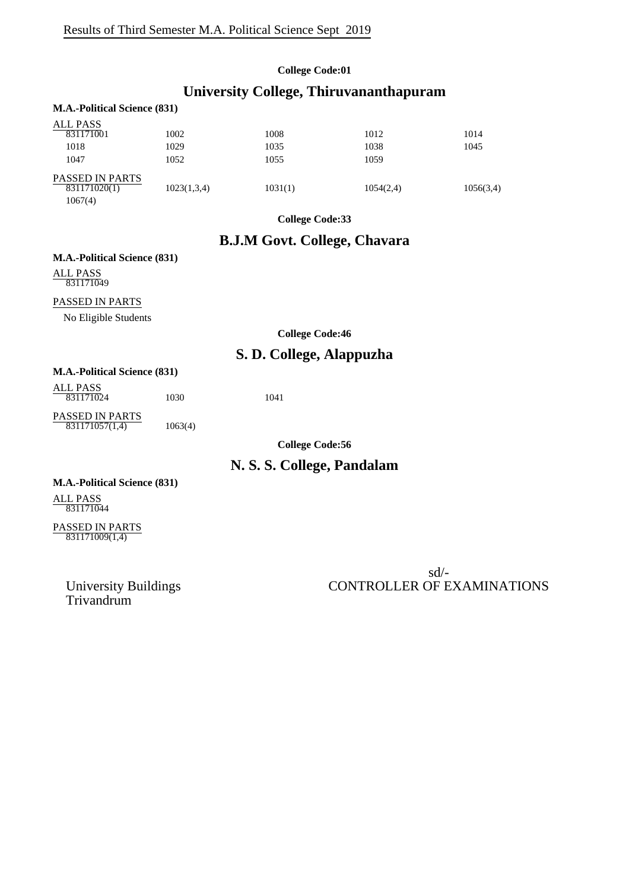Results of Third Semester M.A. Political Science Sept 2019

**College Code:01**

## University College, Thiruvananthapuram

**M.A.-Political Science (831)**

ALL PASS

| | | | | |
|---|---|---|---|---|
| 831171001 | 1002 | 1008 | 1012 | 1014 |
| 1018 | 1029 | 1035 | 1038 | 1045 |
| 1047 | 1052 | 1055 | 1059 | |

PASSED IN PARTS

| | | | | |
|---|---|---|---|---|
| 831171020(1) | 1023(1,3,4) | 1031(1) | 1054(2,4) | 1056(3,4) |
| 1067(4) | | | | |

**College Code:33**

## B.J.M Govt. College, Chavara

**M.A.-Political Science (831)**

ALL PASS

831171049

PASSED IN PARTS

No Eligible Students

**College Code:46**

## S. D. College, Alappuzha

**M.A.-Political Science (831)**

ALL PASS

| | | |
|---|---|---|
| 831171024 | 1030 | 1041 |

PASSED IN PARTS

| | |
|---|---|
| 831171057(1,4) | 1063(4) |

**College Code:56**

## N. S. S. College, Pandalam

**M.A.-Political Science (831)**

ALL PASS

831171044

PASSED IN PARTS

831171009(1,4)

sd/-

CONTROLLER OF EXAMINATIONS

University Buildings
Trivandrum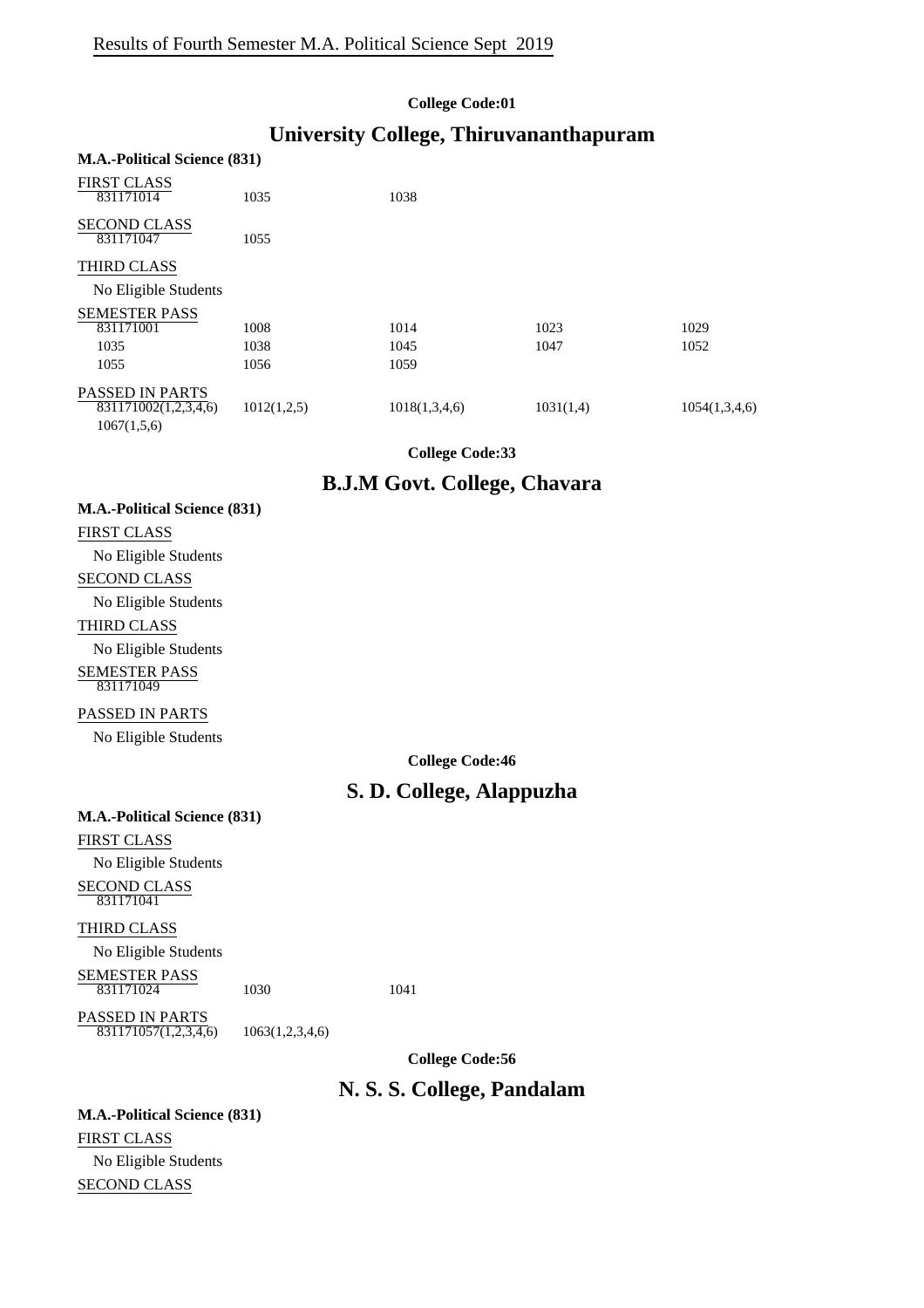Results of Fourth Semester M.A. Political Science Sept 2019

**College Code:01**

## University College, Thiruvananthapuram

**M.A.-Political Science (831)**

FIRST CLASS

| | | |
|---|---|---|
| 831171014 | 1035 | 1038 |

SECOND CLASS

| | |
|---|---|
| 831171047 | 1055 |

THIRD CLASS

No Eligible Students

SEMESTER PASS

| | | | | |
|---|---|---|---|---|
| 831171001 | 1008 | 1014 | 1023 | 1029 |
| 1035 | 1038 | 1045 | 1047 | 1052 |
| 1055 | 1056 | 1059 | | |

PASSED IN PARTS

| | | | | |
|---|---|---|---|---|
| 831171002(1,2,3,4,6) | 1012(1,2,5) | 1018(1,3,4,6) | 1031(1,4) | 1054(1,3,4,6) |
| 1067(1,5,6) | | | | |

**College Code:33**

## B.J.M Govt. College, Chavara

**M.A.-Political Science (831)**

FIRST CLASS

No Eligible Students

SECOND CLASS

No Eligible Students

THIRD CLASS

No Eligible Students

SEMESTER PASS

831171049

PASSED IN PARTS

No Eligible Students

**College Code:46**

## S. D. College, Alappuzha

**M.A.-Political Science (831)**

FIRST CLASS

No Eligible Students

SECOND CLASS

831171041

THIRD CLASS

No Eligible Students

SEMESTER PASS

| | | |
|---|---|---|
| 831171024 | 1030 | 1041 |

PASSED IN PARTS

| | |
|---|---|
| 831171057(1,2,3,4,6) | 1063(1,2,3,4,6) |

**College Code:56**

## N. S. S. College, Pandalam

**M.A.-Political Science (831)**

FIRST CLASS

No Eligible Students

SECOND CLASS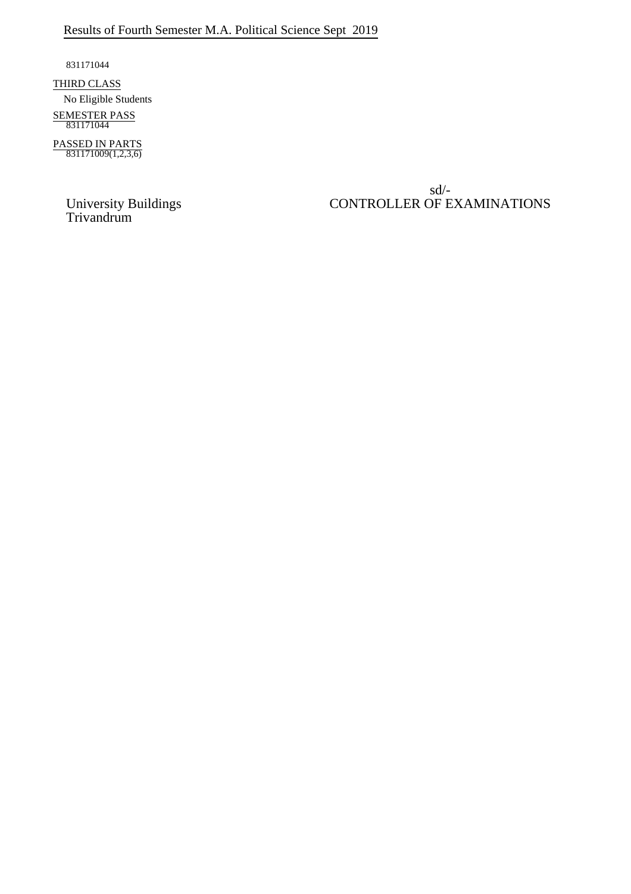Results of Fourth Semester M.A. Political Science Sept 2019

831171044

THIRD CLASS

No Eligible Students

SEMESTER PASS

831171044

PASSED IN PARTS

831171009(1,2,3,6)

sd/-

CONTROLLER OF EXAMINATIONS

University Buildings

Trivandrum